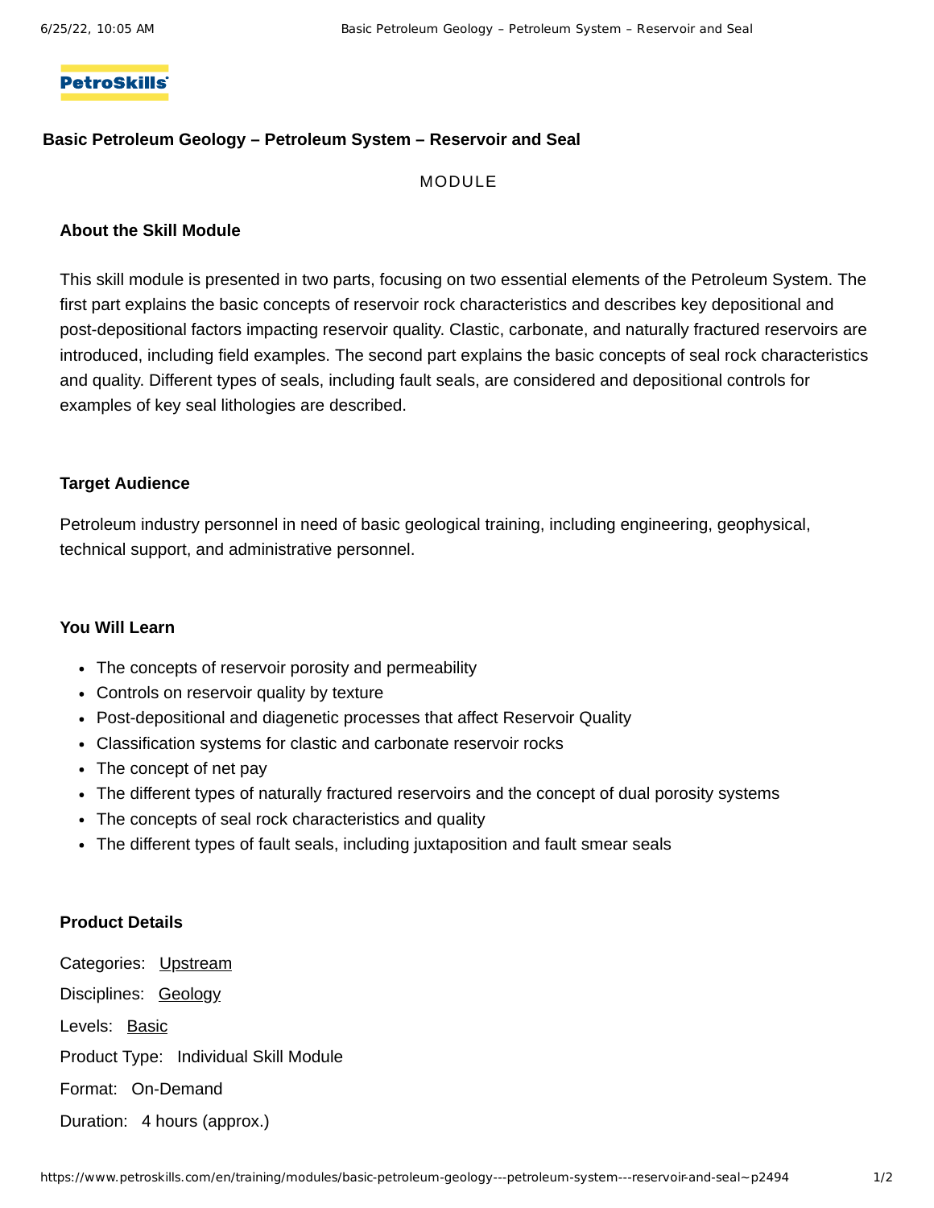PetroSkills

# Basic Petroleum Geology – Petroleum System – Reservoir and Seal

MODULE

## About the Skill Module

This skill module is presented in two parts, focusing on two essential elements of the Petroleum System. The first part explains the basic concepts of reservoir rock characteristics and describes key depositional and post-depositional factors impacting reservoir quality. Clastic, carbonate, and naturally fractured reservoirs are introduced, including field examples. The second part explains the basic concepts of seal rock characteristics and quality. Different types of seals, including fault seals, are considered and depositional controls for examples of key seal lithologies are described.

## Target Audience

Petroleum industry personnel in need of basic geological training, including engineering, geophysical, technical support, and administrative personnel.

## You Will Learn

- The concepts of reservoir porosity and permeability
- Controls on reservoir quality by texture
- Post-depositional and diagenetic processes that affect Reservoir Quality
- Classification systems for clastic and carbonate reservoir rocks
- The concept of net pay
- The different types of naturally fractured reservoirs and the concept of dual porosity systems
- The concepts of seal rock characteristics and quality
- The different types of fault seals, including juxtaposition and fault smear seals

## Product Details

Categories: Upstream

Disciplines: Geology

Levels: Basic

Product Type: Individual Skill Module

Format: On-Demand

Duration: 4 hours (approx.)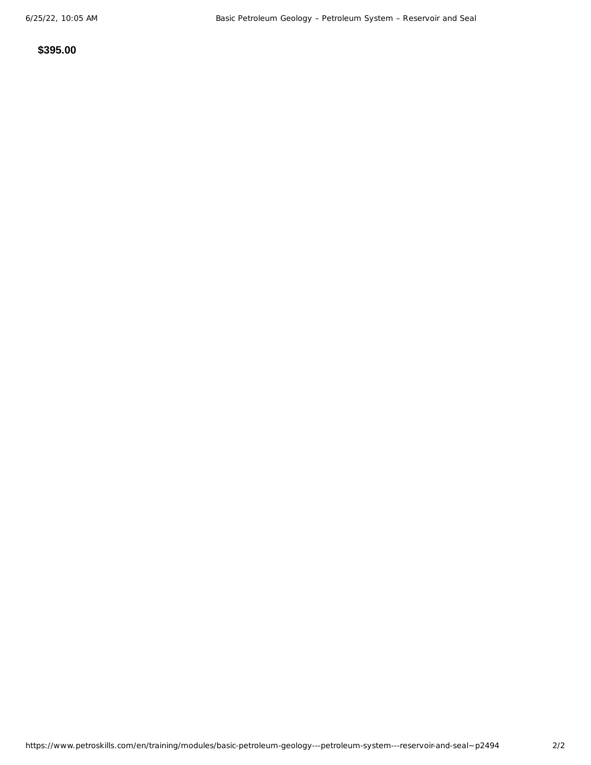**$395.00**